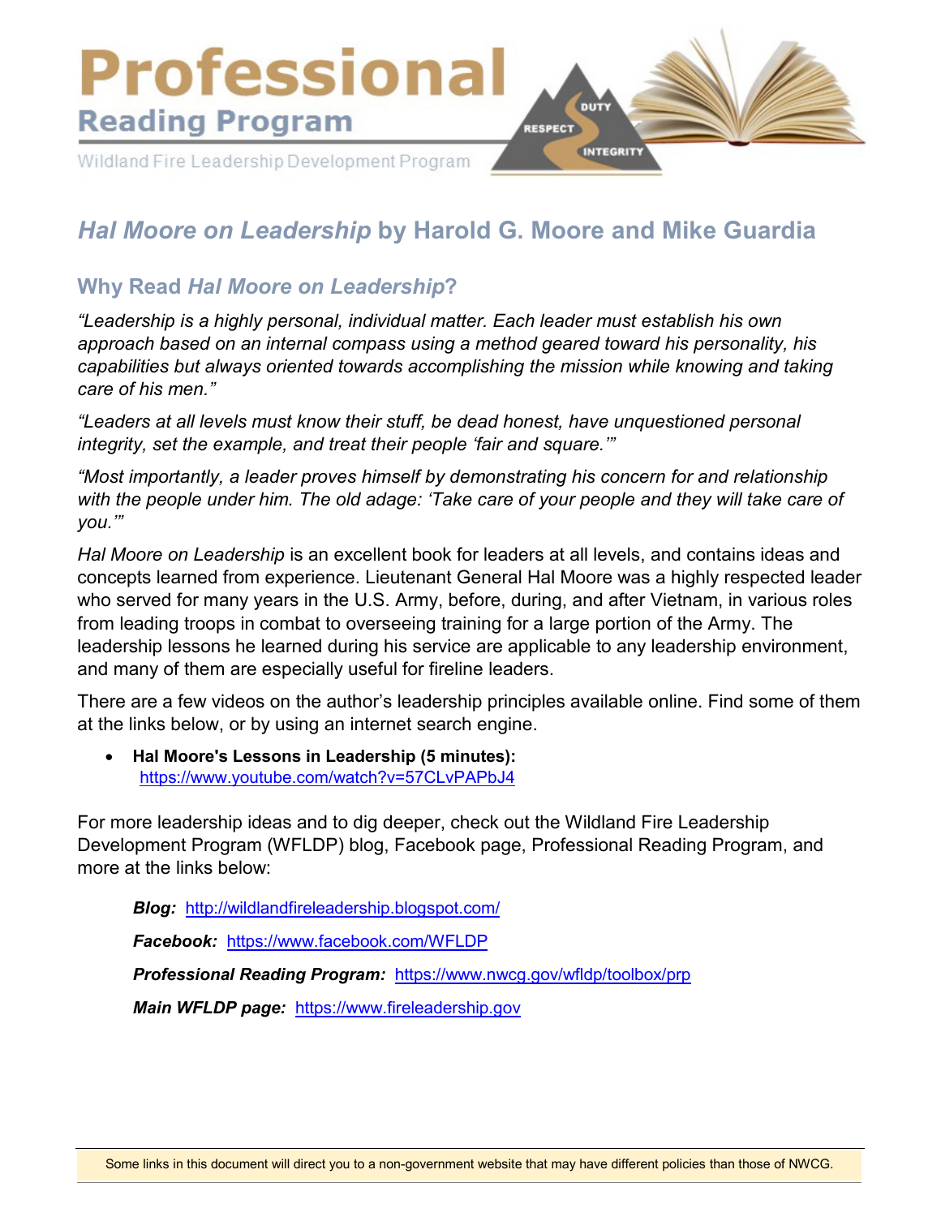# Professional

## Reading Program

Wildland Fire Leadership Development Program

DUTY RESPECT INTEGRITY

## *Hal Moore on Leadership* by Harold G. Moore and Mike Guardia

### Why Read *Hal Moore on Leadership*?

*"Leadership is a highly personal, individual matter. Each leader must establish his own approach based on an internal compass using a method geared toward his personality, his capabilities but always oriented towards accomplishing the mission while knowing and taking care of his men."*

*"Leaders at all levels must know their stuff, be dead honest, have unquestioned personal integrity, set the example, and treat their people 'fair and square.'"*

*"Most importantly, a leader proves himself by demonstrating his concern for and relationship with the people under him. The old adage: 'Take care of your people and they will take care of you.'"*

*Hal Moore on Leadership* is an excellent book for leaders at all levels, and contains ideas and concepts learned from experience. Lieutenant General Hal Moore was a highly respected leader who served for many years in the U.S. Army, before, during, and after Vietnam, in various roles from leading troops in combat to overseeing training for a large portion of the Army. The leadership lessons he learned during his service are applicable to any leadership environment, and many of them are especially useful for fireline leaders.

There are a few videos on the author's leadership principles available online. Find some of them at the links below, or by using an internet search engine.

- **Hal Moore's Lessons in Leadership (5 minutes):** https://www.youtube.com/watch?v=57CLvPAPbJ4

For more leadership ideas and to dig deeper, check out the Wildland Fire Leadership Development Program (WFLDP) blog, Facebook page, Professional Reading Program, and more at the links below:

***Blog:*** http://wildlandfireleadership.blogspot.com/

***Facebook:*** https://www.facebook.com/WFLDP

***Professional Reading Program:*** https://www.nwcg.gov/wfldp/toolbox/prp

***Main WFLDP page:*** https://www.fireleadership.gov

Some links in this document will direct you to a non-government website that may have different policies than those of NWCG.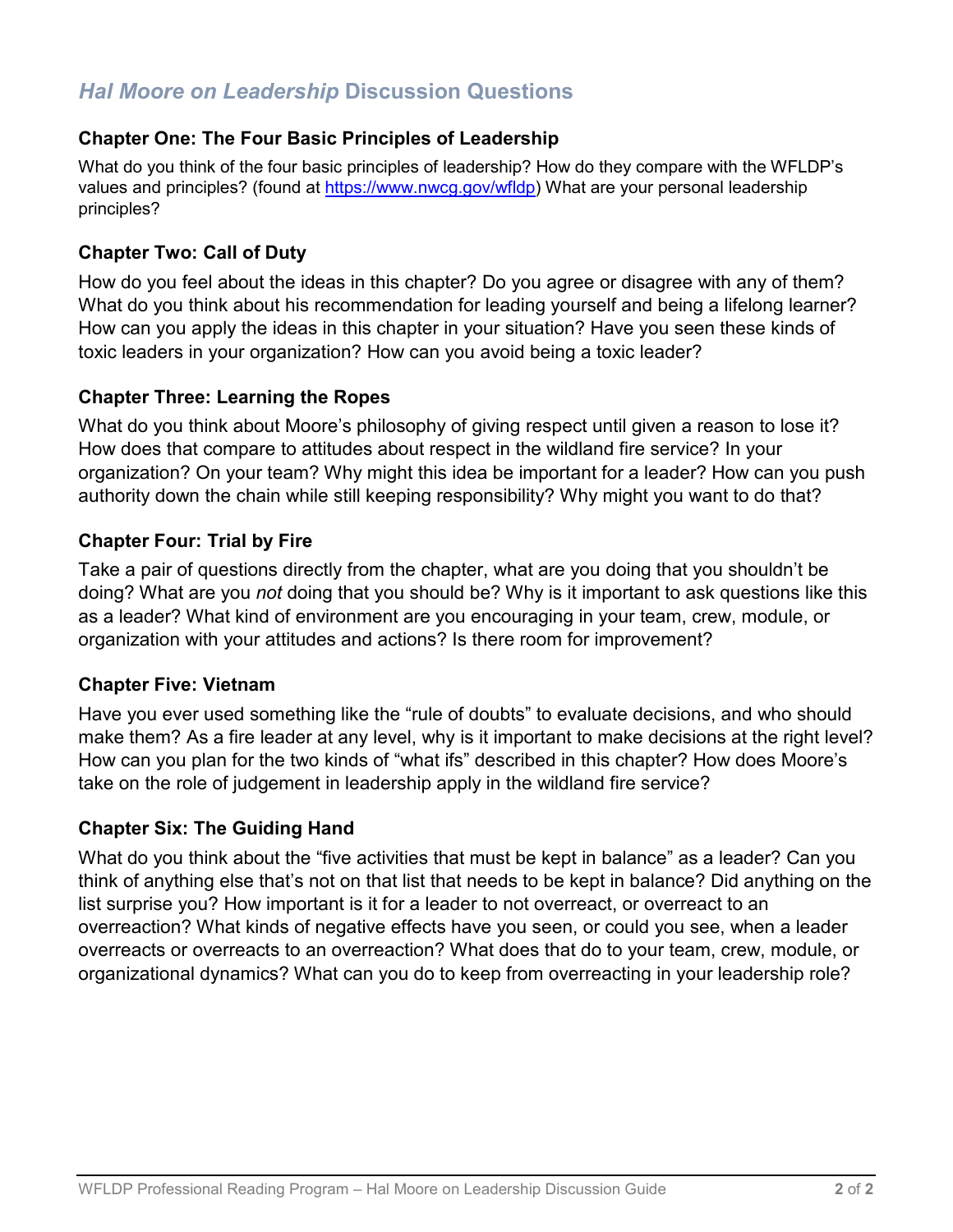## *Hal Moore on Leadership* Discussion Questions

### Chapter One: The Four Basic Principles of Leadership

What do you think of the four basic principles of leadership? How do they compare with the WFLDP's values and principles? (found at [https://www.nwcg.gov/wfldp](https://www.nwcg.gov/wfldp)) What are your personal leadership principles?

### Chapter Two: Call of Duty

How do you feel about the ideas in this chapter? Do you agree or disagree with any of them? What do you think about his recommendation for leading yourself and being a lifelong learner? How can you apply the ideas in this chapter in your situation? Have you seen these kinds of toxic leaders in your organization? How can you avoid being a toxic leader?

### Chapter Three: Learning the Ropes

What do you think about Moore's philosophy of giving respect until given a reason to lose it? How does that compare to attitudes about respect in the wildland fire service? In your organization? On your team? Why might this idea be important for a leader? How can you push authority down the chain while still keeping responsibility? Why might you want to do that?

### Chapter Four: Trial by Fire

Take a pair of questions directly from the chapter, what are you doing that you shouldn't be doing? What are you *not* doing that you should be? Why is it important to ask questions like this as a leader? What kind of environment are you encouraging in your team, crew, module, or organization with your attitudes and actions? Is there room for improvement?

### Chapter Five: Vietnam

Have you ever used something like the "rule of doubts" to evaluate decisions, and who should make them? As a fire leader at any level, why is it important to make decisions at the right level? How can you plan for the two kinds of "what ifs" described in this chapter? How does Moore's take on the role of judgement in leadership apply in the wildland fire service?

### Chapter Six: The Guiding Hand

What do you think about the "five activities that must be kept in balance" as a leader? Can you think of anything else that's not on that list that needs to be kept in balance? Did anything on the list surprise you? How important is it for a leader to not overreact, or overreact to an overreaction? What kinds of negative effects have you seen, or could you see, when a leader overreacts or overreacts to an overreaction? What does that do to your team, crew, module, or organizational dynamics? What can you do to keep from overreacting in your leadership role?